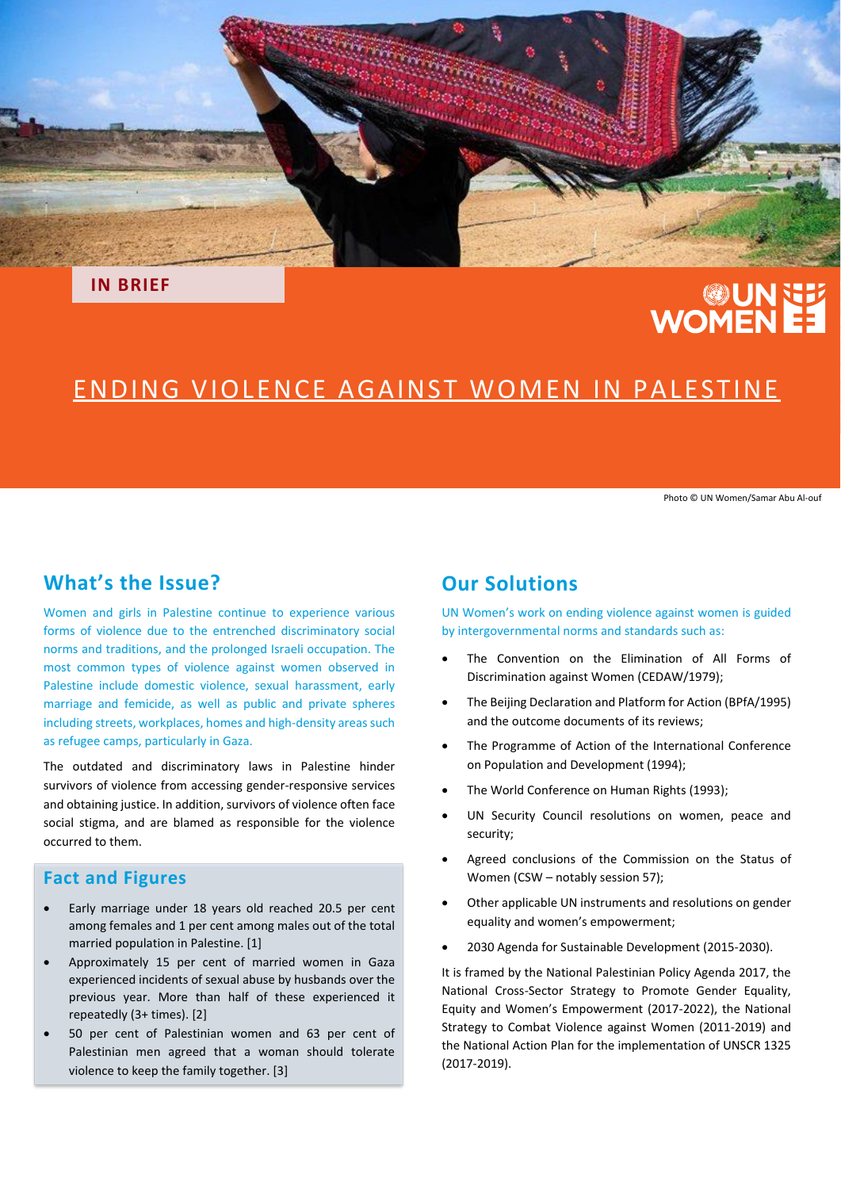IN BRIEF

# ENDING VIOLENCE AGAINST WOMEN IN PALESTINE

Photo © UN Women/Samar Abu Al-ouf

## What's the Issue?

Women and girls in Palestine continue to experience various forms of violence due to the entrenched discriminatory social norms and traditions, and the prolonged Israeli occupation. The most common types of violence against women observed in Palestine include domestic violence, sexual harassment, early marriage and femicide, as well as public and private spheres including streets, workplaces, homes and high-density areas such as refugee camps, particularly in Gaza.

The outdated and discriminatory laws in Palestine hinder survivors of violence from accessing gender-responsive services and obtaining justice. In addition, survivors of violence often face social stigma, and are blamed as responsible for the violence occurred to them.

### Fact and Figures

- Early marriage under 18 years old reached 20.5 per cent among females and 1 per cent among males out of the total married population in Palestine. [1]
- Approximately 15 per cent of married women in Gaza experienced incidents of sexual abuse by husbands over the previous year. More than half of these experienced it repeatedly (3+ times). [2]
- 50 per cent of Palestinian women and 63 per cent of Palestinian men agreed that a woman should tolerate violence to keep the family together. [3]

## Our Solutions

UN Women's work on ending violence against women is guided by intergovernmental norms and standards such as:

- The Convention on the Elimination of All Forms of Discrimination against Women (CEDAW/1979);
- The Beijing Declaration and Platform for Action (BPfA/1995) and the outcome documents of its reviews;
- The Programme of Action of the International Conference on Population and Development (1994);
- The World Conference on Human Rights (1993);
- UN Security Council resolutions on women, peace and security;
- Agreed conclusions of the Commission on the Status of Women (CSW – notably session 57);
- Other applicable UN instruments and resolutions on gender equality and women's empowerment;
- 2030 Agenda for Sustainable Development (2015-2030).

It is framed by the National Palestinian Policy Agenda 2017, the National Cross-Sector Strategy to Promote Gender Equality, Equity and Women's Empowerment (2017-2022), the National Strategy to Combat Violence against Women (2011-2019) and the National Action Plan for the implementation of UNSCR 1325 (2017-2019).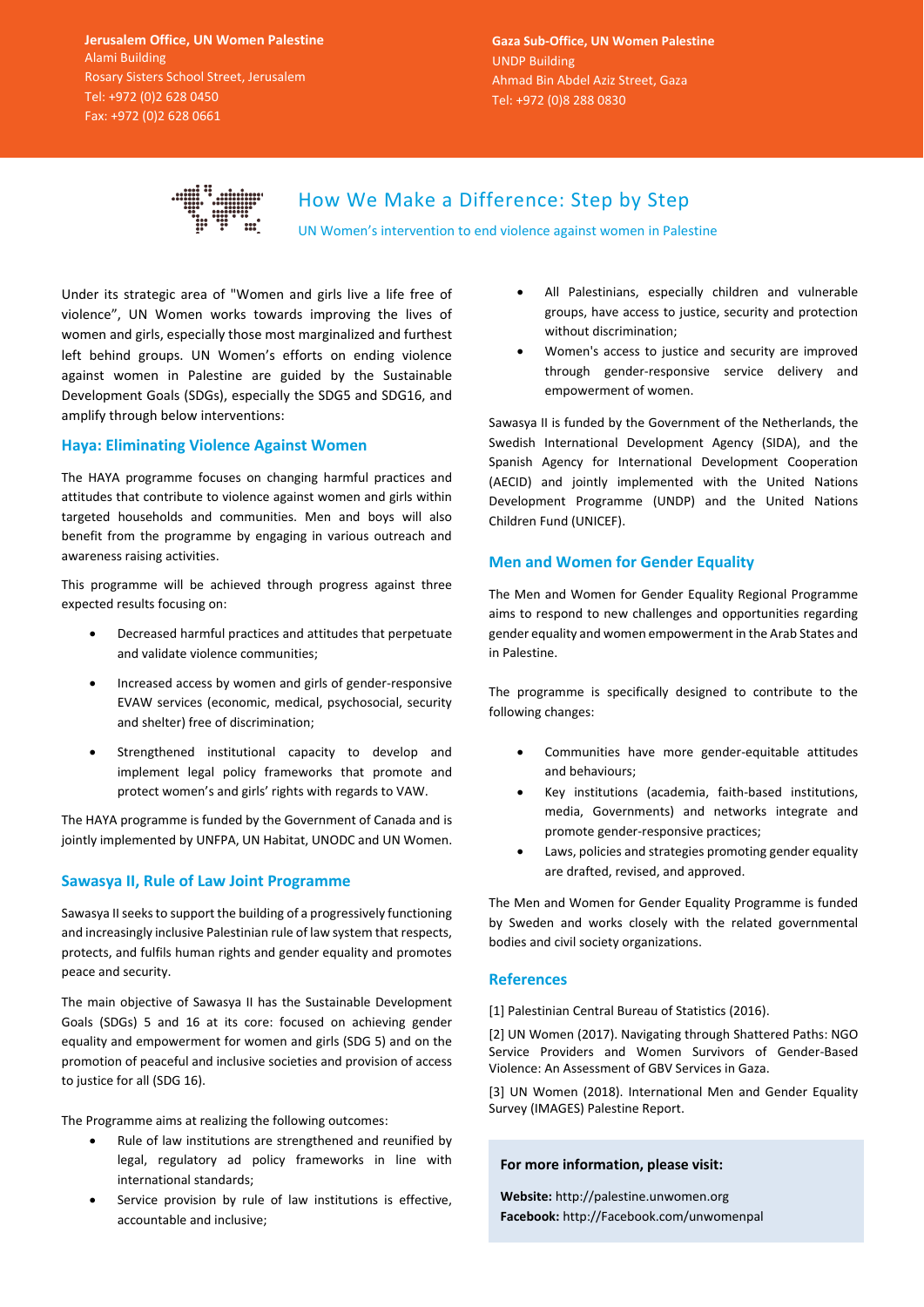**Jerusalem Office, UN Women Palestine**
Alami Building
Rosary Sisters School Street, Jerusalem
Tel: +972 (0)2 628 0450
Fax: +972 (0)2 628 0661

**Gaza Sub-Office, UN Women Palestine**
UNDP Building
Ahmad Bin Abdel Aziz Street, Gaza
Tel: +972 (0)8 288 0830

# How We Make a Difference: Step by Step

UN Women's intervention to end violence against women in Palestine

Under its strategic area of "Women and girls live a life free of violence", UN Women works towards improving the lives of women and girls, especially those most marginalized and furthest left behind groups. UN Women's efforts on ending violence against women in Palestine are guided by the Sustainable Development Goals (SDGs), especially the SDG5 and SDG16, and amplify through below interventions:

## Haya: Eliminating Violence Against Women

The HAYA programme focuses on changing harmful practices and attitudes that contribute to violence against women and girls within targeted households and communities. Men and boys will also benefit from the programme by engaging in various outreach and awareness raising activities.

This programme will be achieved through progress against three expected results focusing on:

- Decreased harmful practices and attitudes that perpetuate and validate violence communities;
- Increased access by women and girls of gender-responsive EVAW services (economic, medical, psychosocial, security and shelter) free of discrimination;
- Strengthened institutional capacity to develop and implement legal policy frameworks that promote and protect women's and girls' rights with regards to VAW.

The HAYA programme is funded by the Government of Canada and is jointly implemented by UNFPA, UN Habitat, UNODC and UN Women.

## Sawasya II, Rule of Law Joint Programme

Sawasya II seeks to support the building of a progressively functioning and increasingly inclusive Palestinian rule of law system that respects, protects, and fulfils human rights and gender equality and promotes peace and security.

The main objective of Sawasya II has the Sustainable Development Goals (SDGs) 5 and 16 at its core: focused on achieving gender equality and empowerment for women and girls (SDG 5) and on the promotion of peaceful and inclusive societies and provision of access to justice for all (SDG 16).

The Programme aims at realizing the following outcomes:

- Rule of law institutions are strengthened and reunified by legal, regulatory ad policy frameworks in line with international standards;
- Service provision by rule of law institutions is effective, accountable and inclusive;
- All Palestinians, especially children and vulnerable groups, have access to justice, security and protection without discrimination;
- Women's access to justice and security are improved through gender-responsive service delivery and empowerment of women.

Sawasya II is funded by the Government of the Netherlands, the Swedish International Development Agency (SIDA), and the Spanish Agency for International Development Cooperation (AECID) and jointly implemented with the United Nations Development Programme (UNDP) and the United Nations Children Fund (UNICEF).

## Men and Women for Gender Equality

The Men and Women for Gender Equality Regional Programme aims to respond to new challenges and opportunities regarding gender equality and women empowerment in the Arab States and in Palestine.

The programme is specifically designed to contribute to the following changes:

- Communities have more gender-equitable attitudes and behaviours;
- Key institutions (academia, faith-based institutions, media, Governments) and networks integrate and promote gender-responsive practices;
- Laws, policies and strategies promoting gender equality are drafted, revised, and approved.

The Men and Women for Gender Equality Programme is funded by Sweden and works closely with the related governmental bodies and civil society organizations.

## References

[1] Palestinian Central Bureau of Statistics (2016).

[2] UN Women (2017). Navigating through Shattered Paths: NGO Service Providers and Women Survivors of Gender-Based Violence: An Assessment of GBV Services in Gaza.

[3] UN Women (2018). International Men and Gender Equality Survey (IMAGES) Palestine Report.

**For more information, please visit:**

**Website:** http://palestine.unwomen.org
**Facebook:** http://Facebook.com/unwomenpal